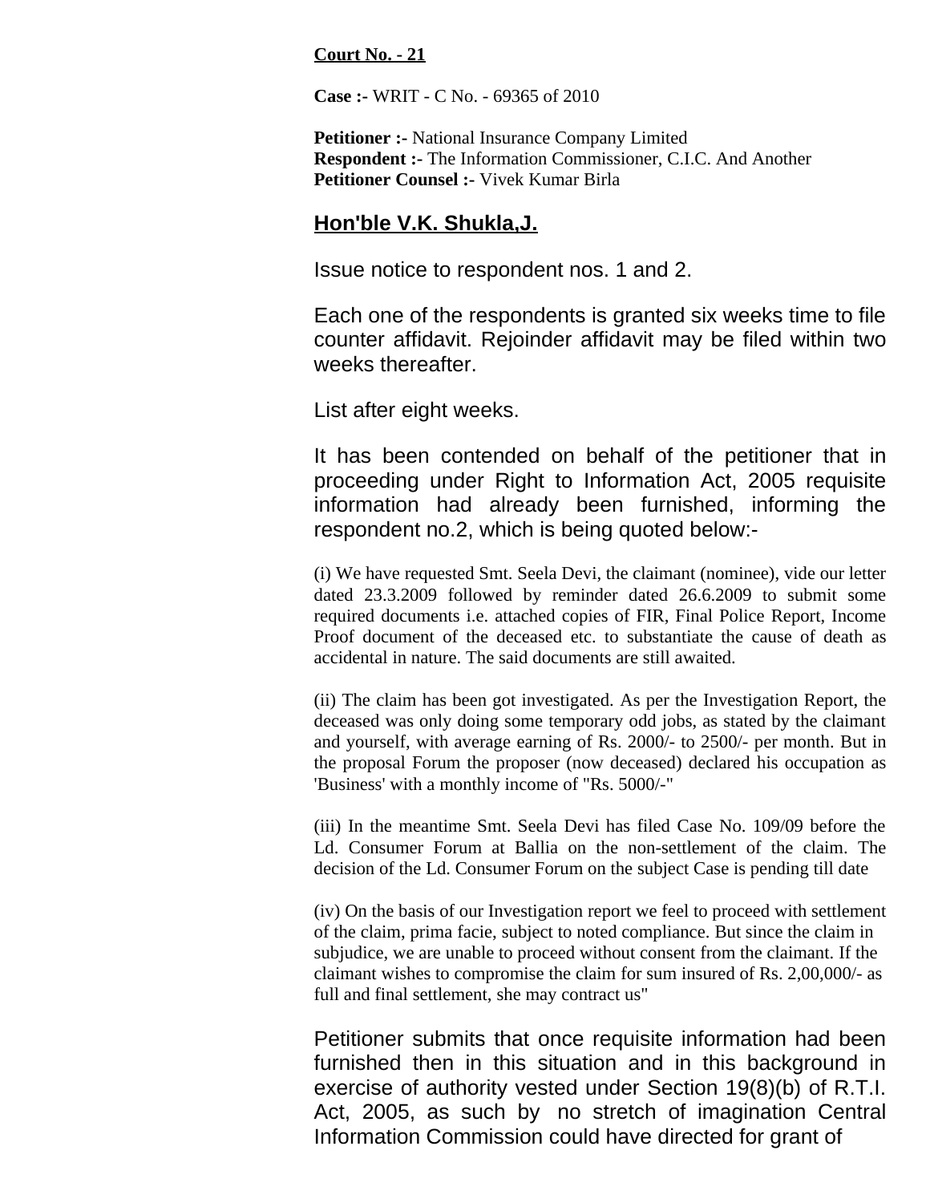**Court No. - 21**

**Case :-** WRIT - C No. - 69365 of 2010

**Petitioner :-** National Insurance Company Limited
**Respondent :-** The Information Commissioner, C.I.C. And Another
**Petitioner Counsel :-** Vivek Kumar Birla

**Hon'ble V.K. Shukla,J.**

Issue notice to respondent nos. 1 and 2.

Each one of the respondents is granted six weeks time to file counter affidavit. Rejoinder affidavit may be filed within two weeks thereafter.

List after eight weeks.

It has been contended on behalf of the petitioner that in proceeding under Right to Information Act, 2005 requisite information had already been furnished, informing the respondent no.2, which is being quoted below:-

(i) We have requested Smt. Seela Devi, the claimant (nominee), vide our letter dated 23.3.2009 followed by reminder dated 26.6.2009 to submit some required documents i.e. attached copies of FIR, Final Police Report, Income Proof document of the deceased etc. to substantiate the cause of death as accidental in nature. The said documents are still awaited.

(ii) The claim has been got investigated. As per the Investigation Report, the deceased was only doing some temporary odd jobs, as stated by the claimant and yourself, with average earning of Rs. 2000/- to 2500/- per month. But in the proposal Forum the proposer (now deceased) declared his occupation as 'Business' with a monthly income of "Rs. 5000/-"

(iii) In the meantime Smt. Seela Devi has filed Case No. 109/09 before the Ld. Consumer Forum at Ballia on the non-settlement of the claim. The decision of the Ld. Consumer Forum on the subject Case is pending till date

(iv) On the basis of our Investigation report we feel to proceed with settlement of the claim, prima facie, subject to noted compliance. But since the claim in subjudice, we are unable to proceed without consent from the claimant. If the claimant wishes to compromise the claim for sum insured of Rs. 2,00,000/- as full and final settlement, she may contract us"

Petitioner submits that once requisite information had been furnished then in this situation and in this background in exercise of authority vested under Section 19(8)(b) of R.T.I. Act, 2005, as such by no stretch of imagination Central Information Commission could have directed for grant of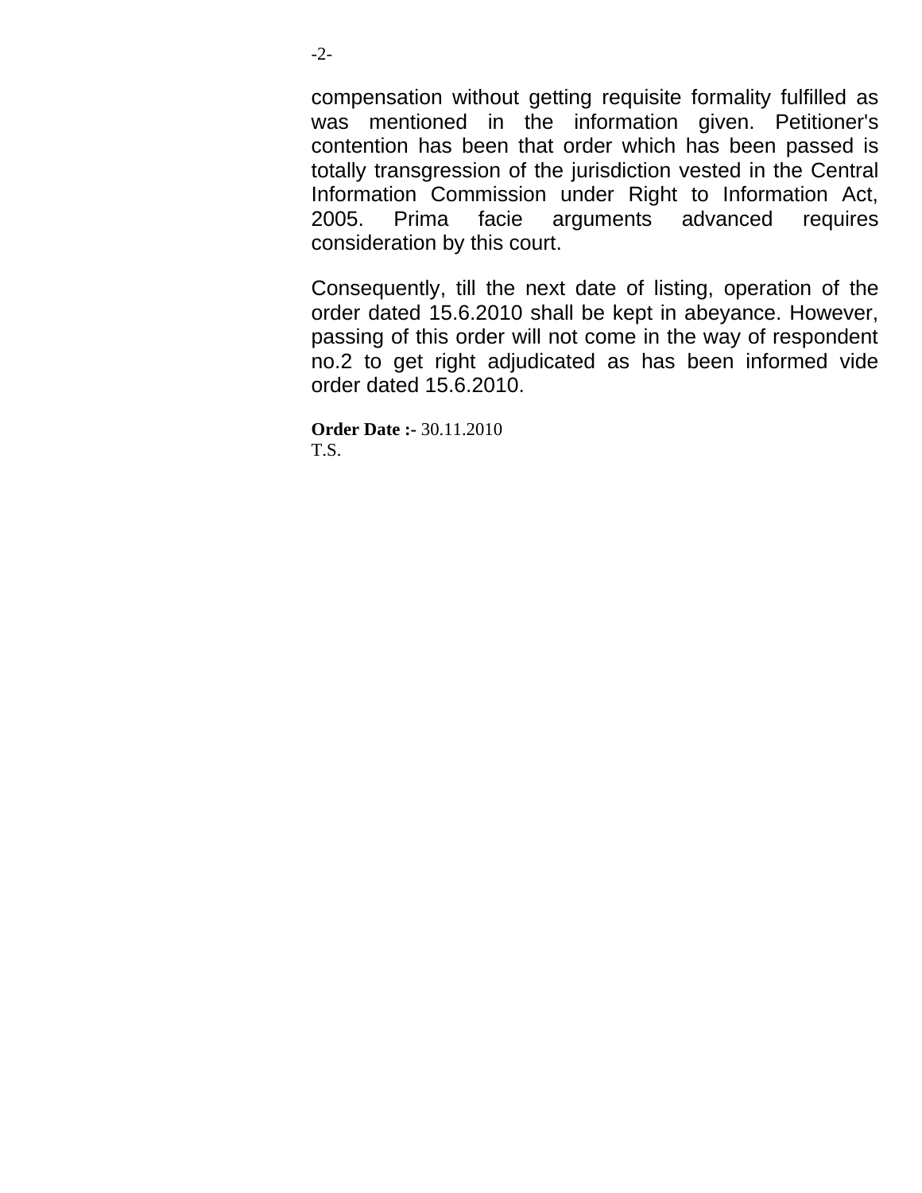compensation without getting requisite formality fulfilled as was mentioned in the information given. Petitioner's contention has been that order which has been passed is totally transgression of the jurisdiction vested in the Central Information Commission under Right to Information Act, 2005. Prima facie arguments advanced requires consideration by this court.

Consequently, till the next date of listing, operation of the order dated 15.6.2010 shall be kept in abeyance. However, passing of this order will not come in the way of respondent no.2 to get right adjudicated as has been informed vide order dated 15.6.2010.

**Order Date :-** 30.11.2010
T.S.